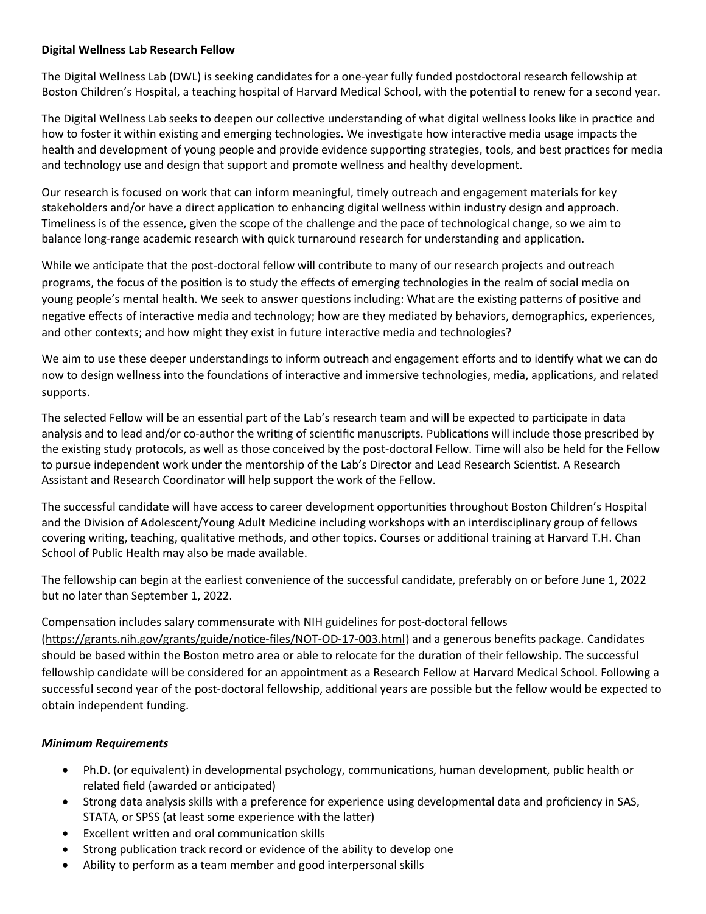**Digital Wellness Lab Research Fellow**

The Digital Wellness Lab (DWL) is seeking candidates for a one-year fully funded postdoctoral research fellowship at Boston Children's Hospital, a teaching hospital of Harvard Medical School, with the potential to renew for a second year.

The Digital Wellness Lab seeks to deepen our collective understanding of what digital wellness looks like in practice and how to foster it within existing and emerging technologies. We investigate how interactive media usage impacts the health and development of young people and provide evidence supporting strategies, tools, and best practices for media and technology use and design that support and promote wellness and healthy development.

Our research is focused on work that can inform meaningful, timely outreach and engagement materials for key stakeholders and/or have a direct application to enhancing digital wellness within industry design and approach. Timeliness is of the essence, given the scope of the challenge and the pace of technological change, so we aim to balance long-range academic research with quick turnaround research for understanding and application.

While we anticipate that the post-doctoral fellow will contribute to many of our research projects and outreach programs, the focus of the position is to study the effects of emerging technologies in the realm of social media on young people's mental health. We seek to answer questions including: What are the existing patterns of positive and negative effects of interactive media and technology; how are they mediated by behaviors, demographics, experiences, and other contexts; and how might they exist in future interactive media and technologies?

We aim to use these deeper understandings to inform outreach and engagement efforts and to identify what we can do now to design wellness into the foundations of interactive and immersive technologies, media, applications, and related supports.

The selected Fellow will be an essential part of the Lab's research team and will be expected to participate in data analysis and to lead and/or co-author the writing of scientific manuscripts. Publications will include those prescribed by the existing study protocols, as well as those conceived by the post-doctoral Fellow. Time will also be held for the Fellow to pursue independent work under the mentorship of the Lab's Director and Lead Research Scientist. A Research Assistant and Research Coordinator will help support the work of the Fellow.

The successful candidate will have access to career development opportunities throughout Boston Children's Hospital and the Division of Adolescent/Young Adult Medicine including workshops with an interdisciplinary group of fellows covering writing, teaching, qualitative methods, and other topics. Courses or additional training at Harvard T.H. Chan School of Public Health may also be made available.

The fellowship can begin at the earliest convenience of the successful candidate, preferably on or before June 1, 2022 but no later than September 1, 2022.

Compensation includes salary commensurate with NIH guidelines for post-doctoral fellows (https://grants.nih.gov/grants/guide/notice-files/NOT-OD-17-003.html) and a generous benefits package. Candidates should be based within the Boston metro area or able to relocate for the duration of their fellowship. The successful fellowship candidate will be considered for an appointment as a Research Fellow at Harvard Medical School. Following a successful second year of the post-doctoral fellowship, additional years are possible but the fellow would be expected to obtain independent funding.

***Minimum Requirements***

- Ph.D. (or equivalent) in developmental psychology, communications, human development, public health or related field (awarded or anticipated)
- Strong data analysis skills with a preference for experience using developmental data and proficiency in SAS, STATA, or SPSS (at least some experience with the latter)
- Excellent written and oral communication skills
- Strong publication track record or evidence of the ability to develop one
- Ability to perform as a team member and good interpersonal skills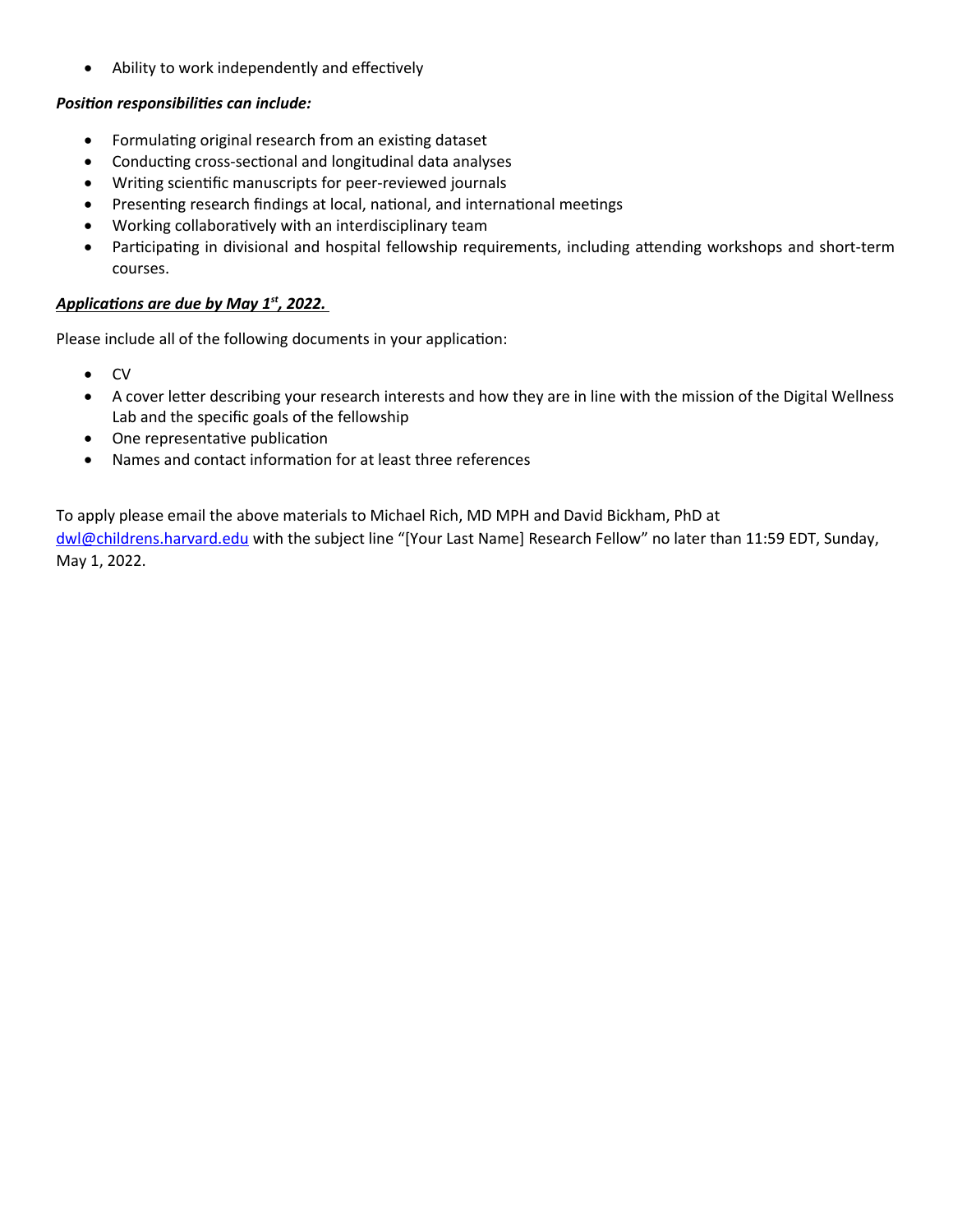- Ability to work independently and effectively

***Position responsibilities can include:***

- Formulating original research from an existing dataset
- Conducting cross-sectional and longitudinal data analyses
- Writing scientific manuscripts for peer-reviewed journals
- Presenting research findings at local, national, and international meetings
- Working collaboratively with an interdisciplinary team
- Participating in divisional and hospital fellowship requirements, including attending workshops and short-term courses.

***Applications are due by May 1st, 2022.***

Please include all of the following documents in your application:

- CV
- A cover letter describing your research interests and how they are in line with the mission of the Digital Wellness Lab and the specific goals of the fellowship
- One representative publication
- Names and contact information for at least three references

To apply please email the above materials to Michael Rich, MD MPH and David Bickham, PhD at dwl@childrens.harvard.edu with the subject line "[Your Last Name] Research Fellow" no later than 11:59 EDT, Sunday, May 1, 2022.